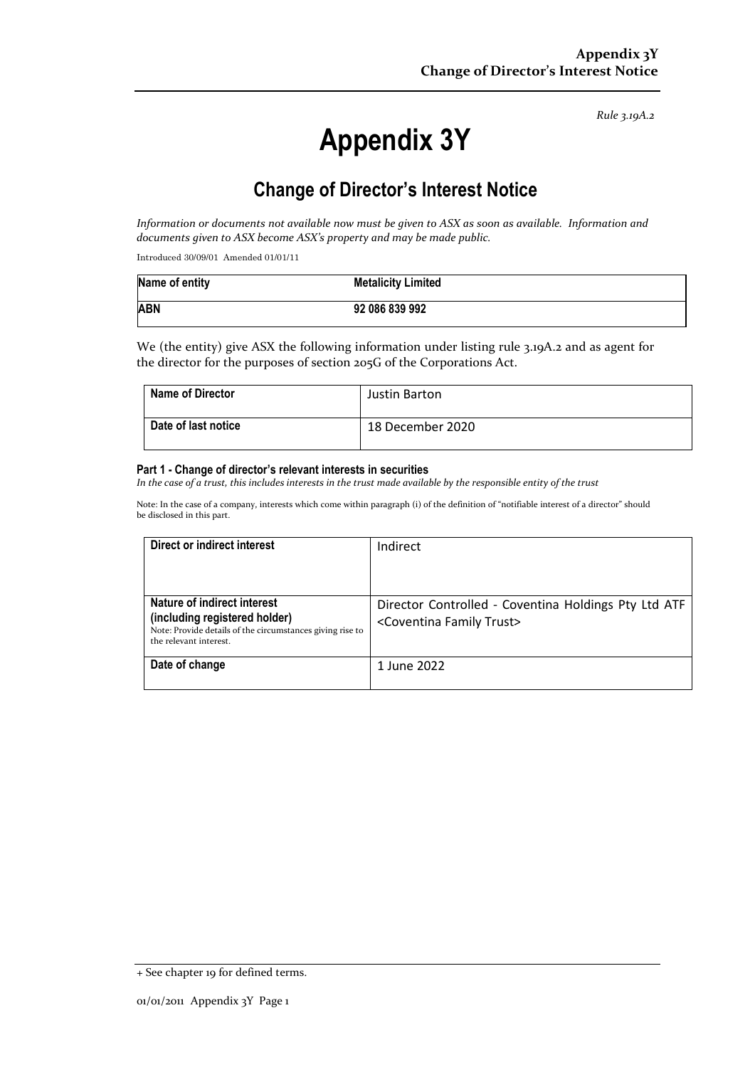*Rule 3.19A.2*

# Appendix 3Y

## Change of Director's Interest Notice

*Information or documents not available now must be given to ASX as soon as available. Information and documents given to ASX become ASX's property and may be made public.*

Introduced 30/09/01 Amended 01/01/11

| | |
|---|---|
| **Name of entity** | **Metalicity Limited** |
| **ABN** | **92 086 839 992** |

We (the entity) give ASX the following information under listing rule 3.19A.2 and as agent for the director for the purposes of section 205G of the Corporations Act.

| | |
|---|---|
| **Name of Director** | Justin Barton |
| **Date of last notice** | 18 December 2020 |

#### Part 1 - Change of director's relevant interests in securities

*In the case of a trust, this includes interests in the trust made available by the responsible entity of the trust*

Note: In the case of a company, interests which come within paragraph (i) of the definition of "notifiable interest of a director" should be disclosed in this part.

| | |
|---|---|
| **Direct or indirect interest** | Indirect |
| **Nature of indirect interest (including registered holder)**<br>Note: Provide details of the circumstances giving rise to the relevant interest. | Director Controlled - Coventina Holdings Pty Ltd ATF <Coventina Family Trust> |
| **Date of change** | 1 June 2022 |

+ See chapter 19 for defined terms.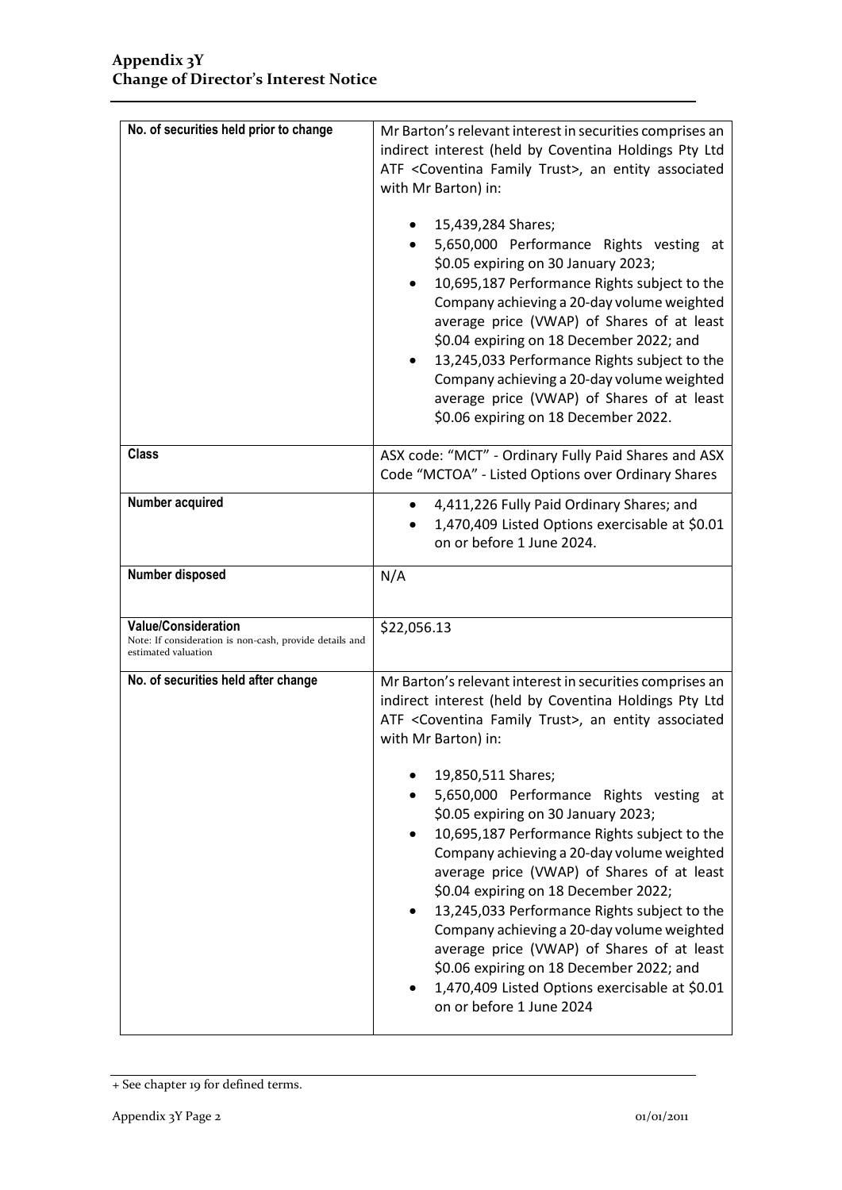| | |
|---|---|
| **No. of securities held prior to change** | Mr Barton's relevant interest in securities comprises an indirect interest (held by Coventina Holdings Pty Ltd ATF <Coventina Family Trust>, an entity associated with Mr Barton) in:<br><br>• 15,439,284 Shares;<br>• 5,650,000 Performance Rights vesting at \$0.05 expiring on 30 January 2023;<br>• 10,695,187 Performance Rights subject to the Company achieving a 20-day volume weighted average price (VWAP) of Shares of at least \$0.04 expiring on 18 December 2022; and<br>• 13,245,033 Performance Rights subject to the Company achieving a 20-day volume weighted average price (VWAP) of Shares of at least \$0.06 expiring on 18 December 2022. |
| **Class** | ASX code: "MCT" - Ordinary Fully Paid Shares and ASX Code "MCTOA" - Listed Options over Ordinary Shares |
| **Number acquired** | • 4,411,226 Fully Paid Ordinary Shares; and<br>• 1,470,409 Listed Options exercisable at \$0.01 on or before 1 June 2024. |
| **Number disposed** | N/A |
| **Value/Consideration**<br>Note: If consideration is non-cash, provide details and estimated valuation | \$22,056.13 |
| **No. of securities held after change** | Mr Barton's relevant interest in securities comprises an indirect interest (held by Coventina Holdings Pty Ltd ATF <Coventina Family Trust>, an entity associated with Mr Barton) in:<br><br>• 19,850,511 Shares;<br>• 5,650,000 Performance Rights vesting at \$0.05 expiring on 30 January 2023;<br>• 10,695,187 Performance Rights subject to the Company achieving a 20-day volume weighted average price (VWAP) of Shares of at least \$0.04 expiring on 18 December 2022;<br>• 13,245,033 Performance Rights subject to the Company achieving a 20-day volume weighted average price (VWAP) of Shares of at least \$0.06 expiring on 18 December 2022; and<br>• 1,470,409 Listed Options exercisable at \$0.01 on or before 1 June 2024 |

+ See chapter 19 for defined terms.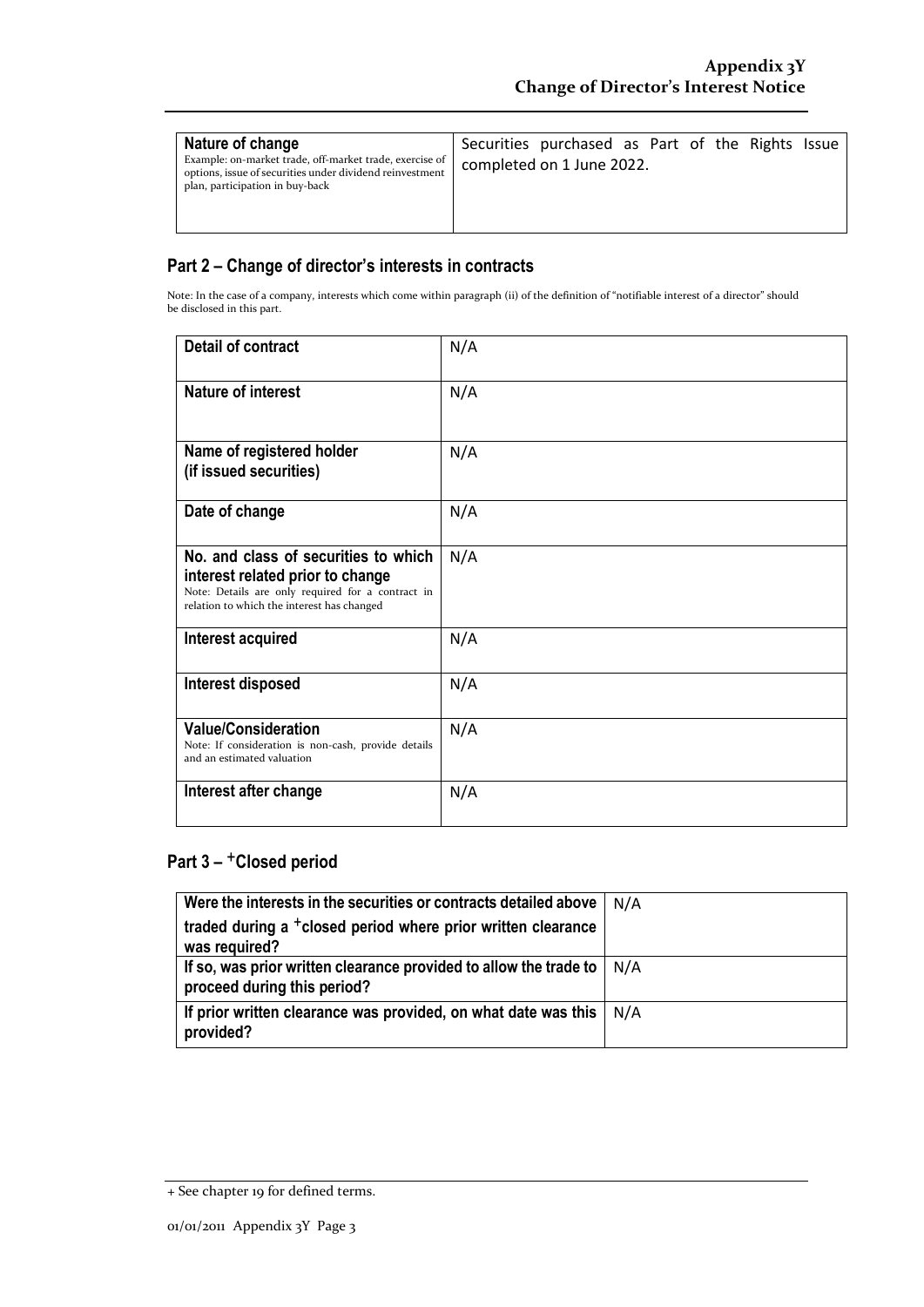| | |
|---|---|
| **Nature of change**<br>Example: on-market trade, off-market trade, exercise of options, issue of securities under dividend reinvestment plan, participation in buy-back | Securities purchased as Part of the Rights Issue completed on 1 June 2022. |

## Part 2 – Change of director's interests in contracts

Note: In the case of a company, interests which come within paragraph (ii) of the definition of "notifiable interest of a director" should be disclosed in this part.

| | |
|---|---|
| **Detail of contract** | N/A |
| **Nature of interest** | N/A |
| **Name of registered holder (if issued securities)** | N/A |
| **Date of change** | N/A |
| **No. and class of securities to which interest related prior to change**<br>Note: Details are only required for a contract in relation to which the interest has changed | N/A |
| **Interest acquired** | N/A |
| **Interest disposed** | N/A |
| **Value/Consideration**<br>Note: If consideration is non-cash, provide details and an estimated valuation | N/A |
| **Interest after change** | N/A |

## Part 3 – +Closed period

| | |
|---|---|
| **Were the interests in the securities or contracts detailed above traded during a +closed period where prior written clearance was required?** | N/A |
| **If so, was prior written clearance provided to allow the trade to proceed during this period?** | N/A |
| **If prior written clearance was provided, on what date was this provided?** | N/A |

+ See chapter 19 for defined terms.